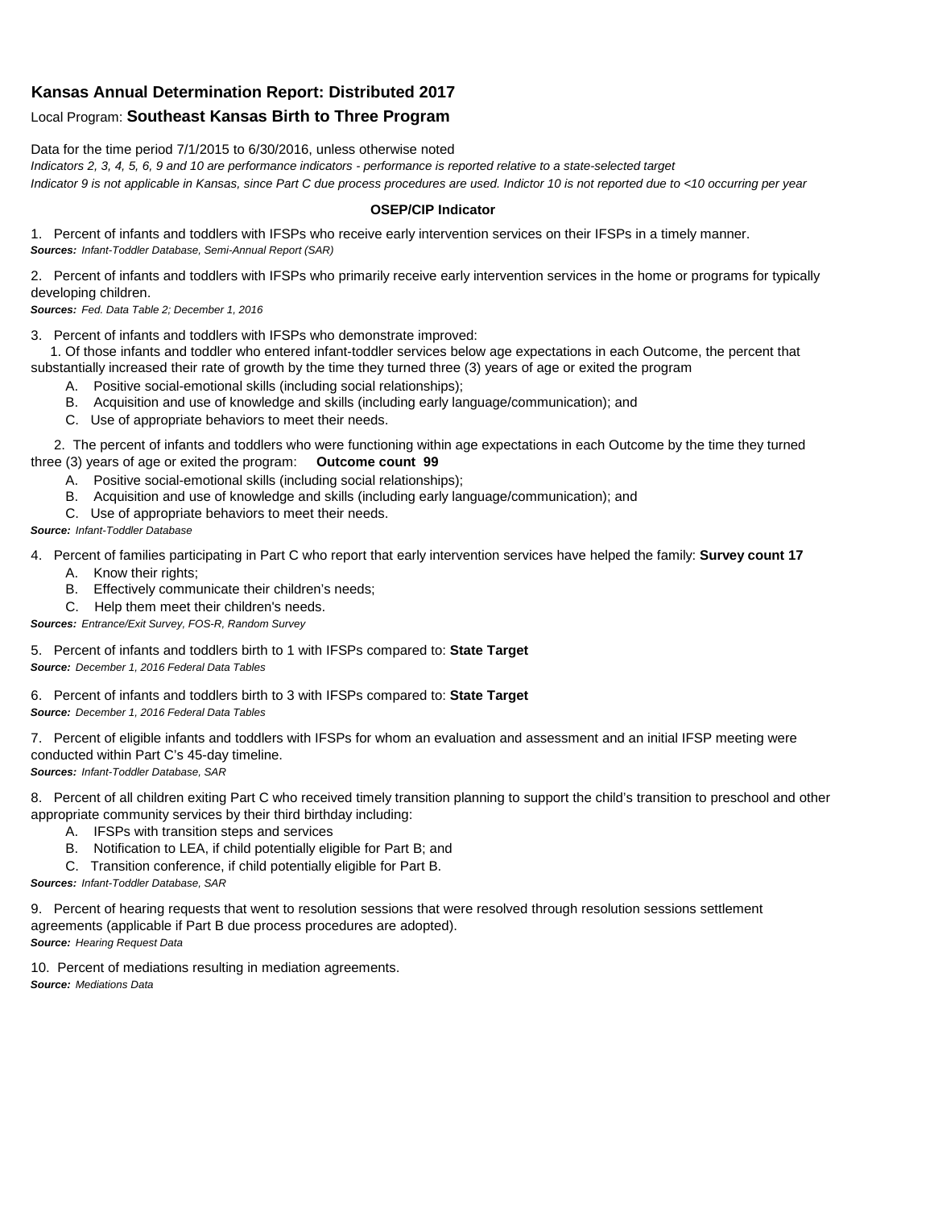## Kansas Annual Determination Report: Distributed 2017

Local Program: **Southeast Kansas Birth to Three Program**

Data for the time period 7/1/2015 to 6/30/2016, unless otherwise noted

*Indicators 2, 3, 4, 5, 6, 9 and 10 are performance indicators - performance is reported relative to a state-selected target*

*Indicator 9 is not applicable in Kansas, since Part C due process procedures are used. Indictor 10 is not reported due to <10 occurring per year*

**OSEP/CIP Indicator**

1. Percent of infants and toddlers with IFSPs who receive early intervention services on their IFSPs in a timely manner.
***Sources:*** *Infant-Toddler Database, Semi-Annual Report (SAR)*

2. Percent of infants and toddlers with IFSPs who primarily receive early intervention services in the home or programs for typically developing children.
***Sources:*** *Fed. Data Table 2; December 1, 2016*

3. Percent of infants and toddlers with IFSPs who demonstrate improved:
   1. Of those infants and toddler who entered infant-toddler services below age expectations in each Outcome, the percent that substantially increased their rate of growth by the time they turned three (3) years of age or exited the program
      A. Positive social-emotional skills (including social relationships);
      B. Acquisition and use of knowledge and skills (including early language/communication); and
      C. Use of appropriate behaviors to meet their needs.
   2. The percent of infants and toddlers who were functioning within age expectations in each Outcome by the time they turned three (3) years of age or exited the program: **Outcome count 99**
      A. Positive social-emotional skills (including social relationships);
      B. Acquisition and use of knowledge and skills (including early language/communication); and
      C. Use of appropriate behaviors to meet their needs.

***Source:*** *Infant-Toddler Database*

4. Percent of families participating in Part C who report that early intervention services have helped the family: **Survey count 17**
   A. Know their rights;
   B. Effectively communicate their children's needs;
   C. Help them meet their children's needs.

***Sources:*** *Entrance/Exit Survey, FOS-R, Random Survey*

5. Percent of infants and toddlers birth to 1 with IFSPs compared to: **State Target**
***Source:*** *December 1, 2016 Federal Data Tables*

6. Percent of infants and toddlers birth to 3 with IFSPs compared to: **State Target**
***Source:*** *December 1, 2016 Federal Data Tables*

7. Percent of eligible infants and toddlers with IFSPs for whom an evaluation and assessment and an initial IFSP meeting were conducted within Part C's 45-day timeline.
***Sources:*** *Infant-Toddler Database, SAR*

8. Percent of all children exiting Part C who received timely transition planning to support the child's transition to preschool and other appropriate community services by their third birthday including:
   A. IFSPs with transition steps and services
   B. Notification to LEA, if child potentially eligible for Part B; and
   C. Transition conference, if child potentially eligible for Part B.

***Sources:*** *Infant-Toddler Database, SAR*

9. Percent of hearing requests that went to resolution sessions that were resolved through resolution sessions settlement agreements (applicable if Part B due process procedures are adopted).
***Source:*** *Hearing Request Data*

10. Percent of mediations resulting in mediation agreements.
***Source:*** *Mediations Data*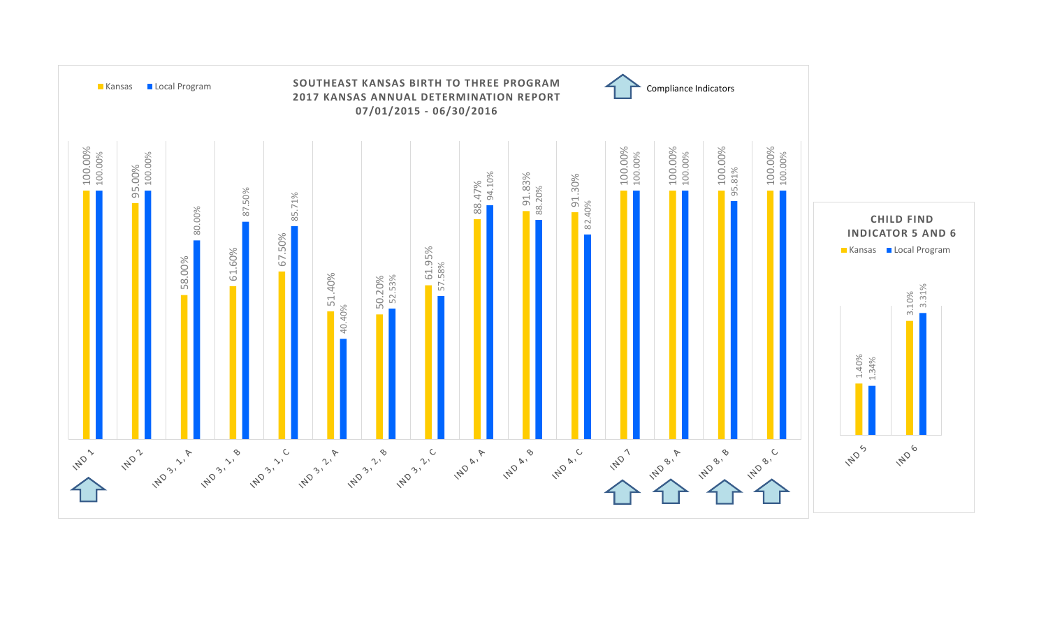# SOUTHEAST KANSAS BIRTH TO THREE PROGRAM
## 2017 KANSAS ANNUAL DETERMINATION REPORT
### 07/01/2015 - 06/30/2016

Kansas
Local Program

Compliance Indicators

IND 1
100.00%
100.00%

IND 2
95.00%
100.00%

IND 3, 1, A
58.00%
80.00%

IND 3, 1, B
61.60%
87.50%

IND 3, 1, C
67.50%
85.71%

IND 3, 2, A
51.40%
40.40%

IND 3, 2, B
50.20%
52.53%

IND 3, 2, C
61.95%
57.58%

IND 4, A
88.47%
94.10%

IND 4, B
91.83%
88.20%

IND 4, C
91.30%
82.40%

IND 7
100.00%
100.00%

IND 8, A
100.00%
100.00%

IND 8, B
100.00%
95.81%

IND 8, C
100.00%
100.00%

## CHILD FIND INDICATOR 5 AND 6

Kansas
Local Program

IND 5
1.40%
1.34%

IND 6
3.10%
3.31%